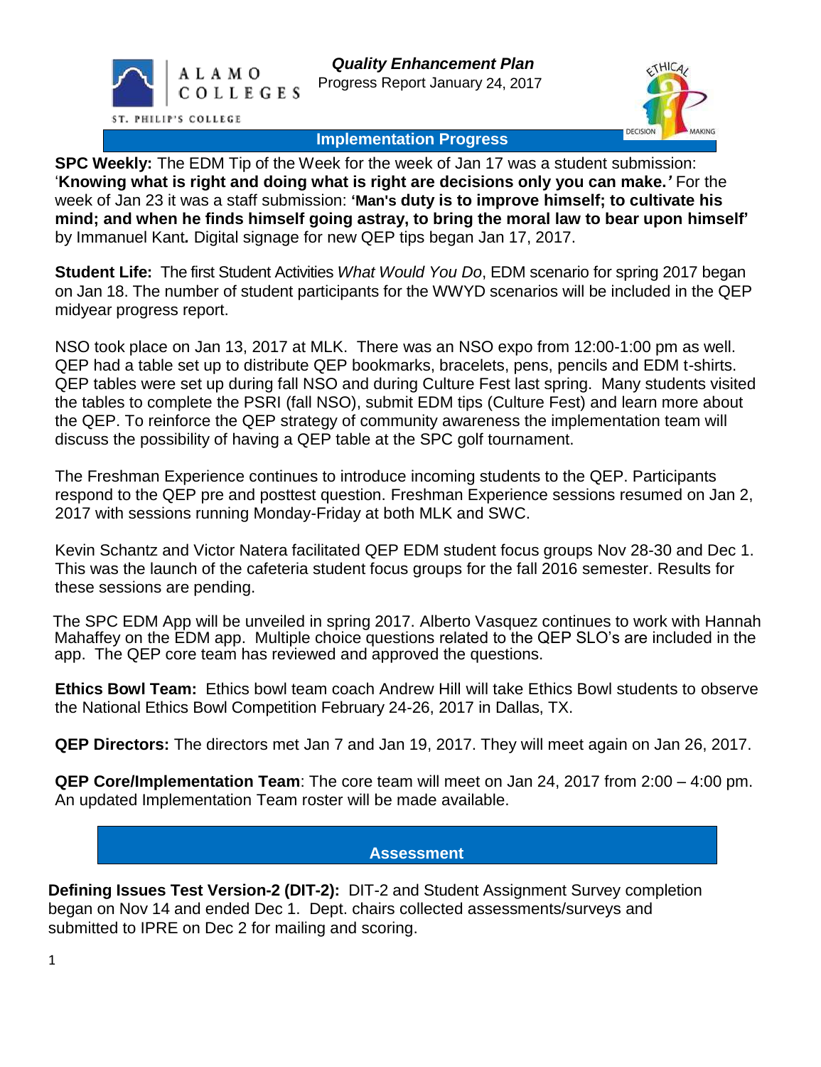ALAMO COLLEGES

ST. PHILIP'S COLLEGE

***Quality Enhancement Plan***

Progress Report January 24, 2017

## Implementation Progress

**SPC Weekly:** The EDM Tip of the Week for the week of Jan 17 was a student submission: '**Knowing what is right and doing what is right are decisions only you can make.'** For the week of Jan 23 it was a staff submission: **'Man's duty is to improve himself; to cultivate his mind; and when he finds himself going astray, to bring the moral law to bear upon himself'** by Immanuel Kant**.** Digital signage for new QEP tips began Jan 17, 2017.

**Student Life:** The first Student Activities *What Would You Do*, EDM scenario for spring 2017 began on Jan 18. The number of student participants for the WWYD scenarios will be included in the QEP midyear progress report.

NSO took place on Jan 13, 2017 at MLK. There was an NSO expo from 12:00-1:00 pm as well. QEP had a table set up to distribute QEP bookmarks, bracelets, pens, pencils and EDM t-shirts. QEP tables were set up during fall NSO and during Culture Fest last spring. Many students visited the tables to complete the PSRI (fall NSO), submit EDM tips (Culture Fest) and learn more about the QEP. To reinforce the QEP strategy of community awareness the implementation team will discuss the possibility of having a QEP table at the SPC golf tournament.

The Freshman Experience continues to introduce incoming students to the QEP. Participants respond to the QEP pre and posttest question. Freshman Experience sessions resumed on Jan 2, 2017 with sessions running Monday-Friday at both MLK and SWC.

Kevin Schantz and Victor Natera facilitated QEP EDM student focus groups Nov 28-30 and Dec 1. This was the launch of the cafeteria student focus groups for the fall 2016 semester. Results for these sessions are pending.

The SPC EDM App will be unveiled in spring 2017. Alberto Vasquez continues to work with Hannah Mahaffey on the EDM app. Multiple choice questions related to the QEP SLO's are included in the app. The QEP core team has reviewed and approved the questions.

**Ethics Bowl Team:** Ethics bowl team coach Andrew Hill will take Ethics Bowl students to observe the National Ethics Bowl Competition February 24-26, 2017 in Dallas, TX.

**QEP Directors:** The directors met Jan 7 and Jan 19, 2017. They will meet again on Jan 26, 2017.

**QEP Core/Implementation Team**: The core team will meet on Jan 24, 2017 from 2:00 – 4:00 pm. An updated Implementation Team roster will be made available.

## Assessment

**Defining Issues Test Version-2 (DIT-2):** DIT-2 and Student Assignment Survey completion began on Nov 14 and ended Dec 1. Dept. chairs collected assessments/surveys and submitted to IPRE on Dec 2 for mailing and scoring.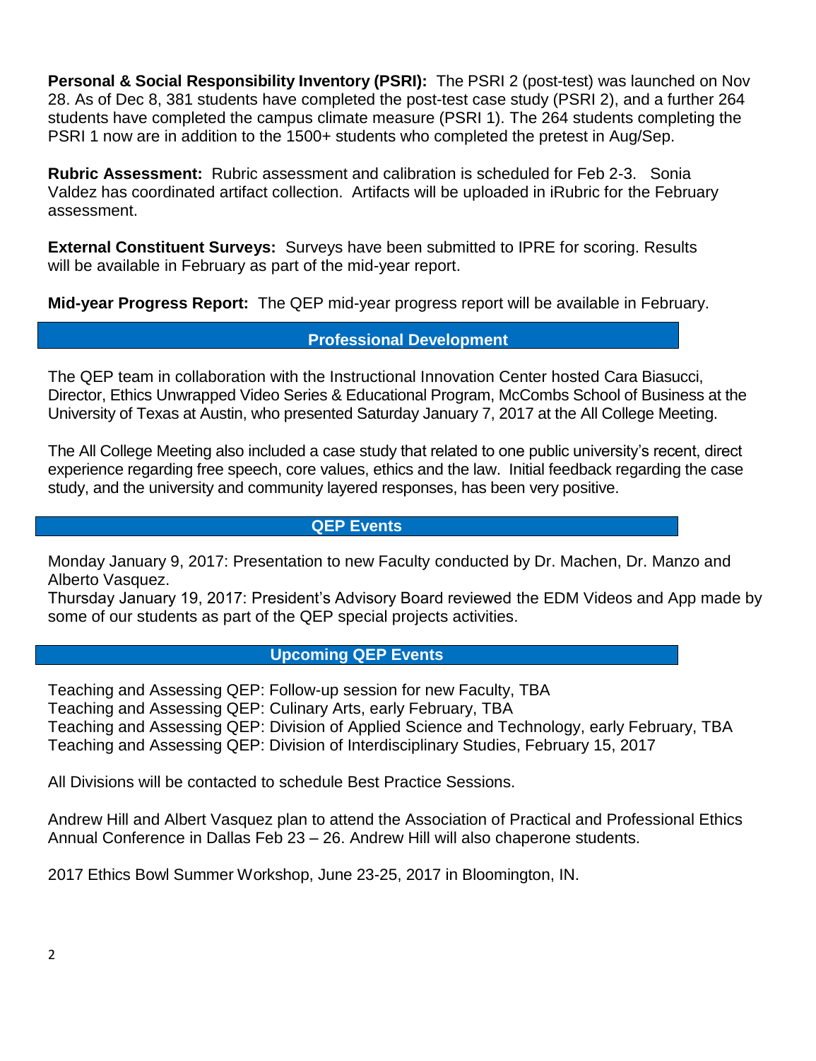**Personal & Social Responsibility Inventory (PSRI):** The PSRI 2 (post-test) was launched on Nov 28. As of Dec 8, 381 students have completed the post-test case study (PSRI 2), and a further 264 students have completed the campus climate measure (PSRI 1). The 264 students completing the PSRI 1 now are in addition to the 1500+ students who completed the pretest in Aug/Sep.

**Rubric Assessment:** Rubric assessment and calibration is scheduled for Feb 2-3. Sonia Valdez has coordinated artifact collection. Artifacts will be uploaded in iRubric for the February assessment.

**External Constituent Surveys:** Surveys have been submitted to IPRE for scoring. Results will be available in February as part of the mid-year report.

**Mid-year Progress Report:** The QEP mid-year progress report will be available in February.

## Professional Development

The QEP team in collaboration with the Instructional Innovation Center hosted Cara Biasucci, Director, Ethics Unwrapped Video Series & Educational Program, McCombs School of Business at the University of Texas at Austin, who presented Saturday January 7, 2017 at the All College Meeting.

The All College Meeting also included a case study that related to one public university's recent, direct experience regarding free speech, core values, ethics and the law. Initial feedback regarding the case study, and the university and community layered responses, has been very positive.

## QEP Events

Monday January 9, 2017: Presentation to new Faculty conducted by Dr. Machen, Dr. Manzo and Alberto Vasquez.
Thursday January 19, 2017: President's Advisory Board reviewed the EDM Videos and App made by some of our students as part of the QEP special projects activities.

## Upcoming QEP Events

Teaching and Assessing QEP: Follow-up session for new Faculty, TBA
Teaching and Assessing QEP: Culinary Arts, early February, TBA
Teaching and Assessing QEP: Division of Applied Science and Technology, early February, TBA
Teaching and Assessing QEP: Division of Interdisciplinary Studies, February 15, 2017

All Divisions will be contacted to schedule Best Practice Sessions.

Andrew Hill and Albert Vasquez plan to attend the Association of Practical and Professional Ethics Annual Conference in Dallas Feb 23 – 26. Andrew Hill will also chaperone students.

2017 Ethics Bowl Summer Workshop, June 23-25, 2017 in Bloomington, IN.